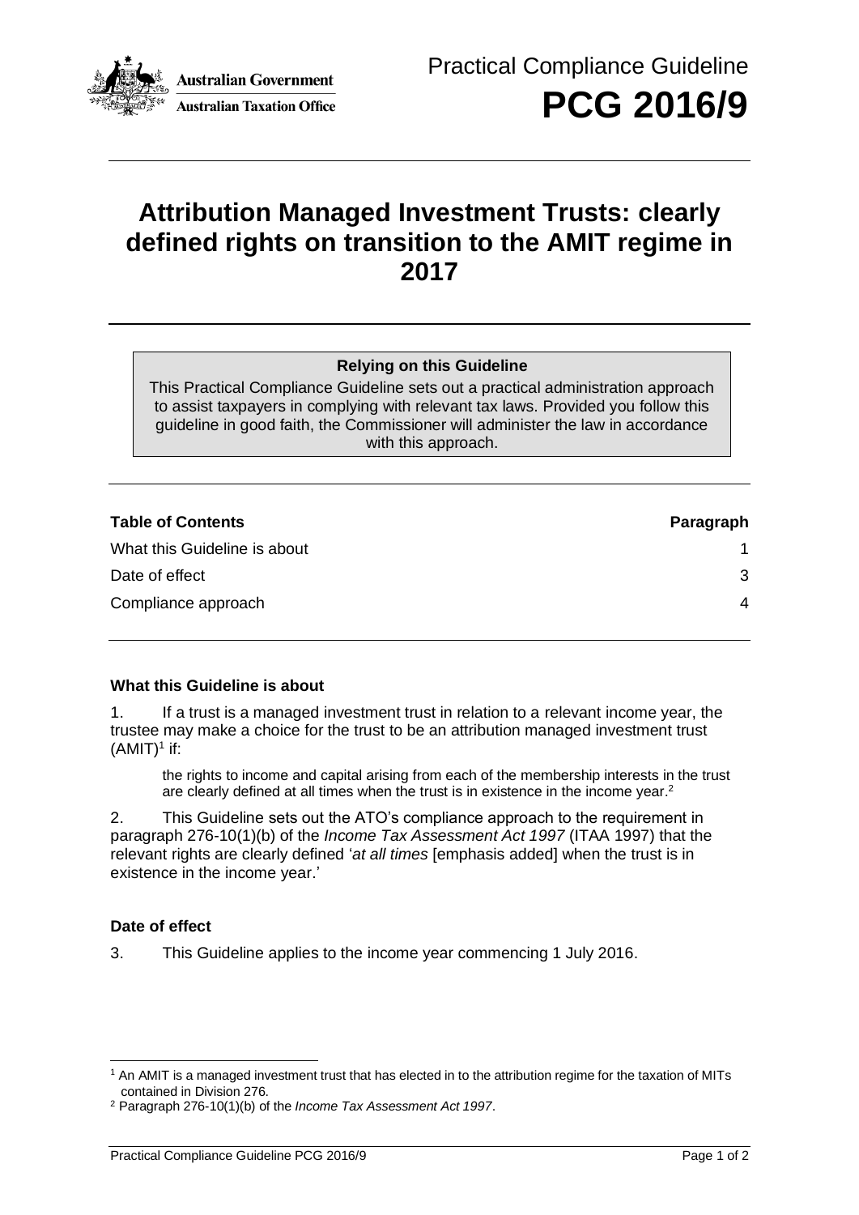Australian Government

Australian Taxation Office

Practical Compliance Guideline

# PCG 2016/9

# Attribution Managed Investment Trusts: clearly defined rights on transition to the AMIT regime in 2017

**Relying on this Guideline**

This Practical Compliance Guideline sets out a practical administration approach to assist taxpayers in complying with relevant tax laws. Provided you follow this guideline in good faith, the Commissioner will administer the law in accordance with this approach.

| **Table of Contents** | **Paragraph** |
|---|---|
| What this Guideline is about | 1 |
| Date of effect | 3 |
| Compliance approach | 4 |

### What this Guideline is about

1. If a trust is a managed investment trust in relation to a relevant income year, the trustee may make a choice for the trust to be an attribution managed investment trust (AMIT)[1] if:

> the rights to income and capital arising from each of the membership interests in the trust are clearly defined at all times when the trust is in existence in the income year.[2]

2. This Guideline sets out the ATO's compliance approach to the requirement in paragraph 276-10(1)(b) of the *Income Tax Assessment Act 1997* (ITAA 1997) that the relevant rights are clearly defined '*at all times* [emphasis added] when the trust is in existence in the income year.'

### Date of effect

3. This Guideline applies to the income year commencing 1 July 2016.

[1] An AMIT is a managed investment trust that has elected in to the attribution regime for the taxation of MITs contained in Division 276.

[2] Paragraph 276-10(1)(b) of the *Income Tax Assessment Act 1997*.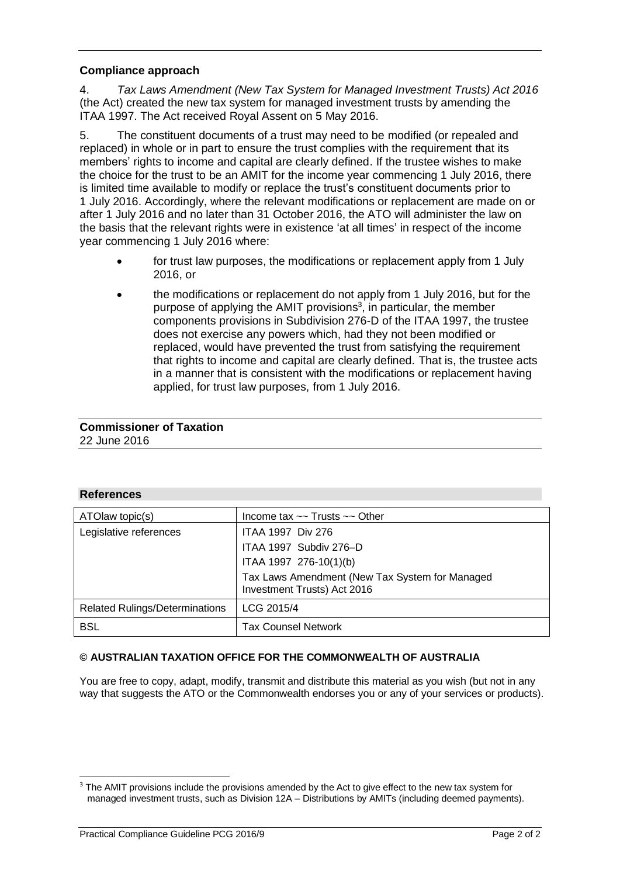**Compliance approach**

4. *Tax Laws Amendment (New Tax System for Managed Investment Trusts) Act 2016* (the Act) created the new tax system for managed investment trusts by amending the ITAA 1997. The Act received Royal Assent on 5 May 2016.

5. The constituent documents of a trust may need to be modified (or repealed and replaced) in whole or in part to ensure the trust complies with the requirement that its members' rights to income and capital are clearly defined. If the trustee wishes to make the choice for the trust to be an AMIT for the income year commencing 1 July 2016, there is limited time available to modify or replace the trust's constituent documents prior to 1 July 2016. Accordingly, where the relevant modifications or replacement are made on or after 1 July 2016 and no later than 31 October 2016, the ATO will administer the law on the basis that the relevant rights were in existence 'at all times' in respect of the income year commencing 1 July 2016 where:

- for trust law purposes, the modifications or replacement apply from 1 July 2016, or
- the modifications or replacement do not apply from 1 July 2016, but for the purpose of applying the AMIT provisions[3], in particular, the member components provisions in Subdivision 276-D of the ITAA 1997, the trustee does not exercise any powers which, had they not been modified or replaced, would have prevented the trust from satisfying the requirement that rights to income and capital are clearly defined. That is, the trustee acts in a manner that is consistent with the modifications or replacement having applied, for trust law purposes, from 1 July 2016.

**Commissioner of Taxation**
22 June 2016

## References

| | |
|---|---|
| ATOlaw topic(s) | Income tax ~~ Trusts ~~ Other |
| Legislative references | ITAA 1997 Div 276<br>ITAA 1997 Subdiv 276–D<br>ITAA 1997 276-10(1)(b)<br>Tax Laws Amendment (New Tax System for Managed Investment Trusts) Act 2016 |
| Related Rulings/Determinations | LCG 2015/4 |
| BSL | Tax Counsel Network |

**© AUSTRALIAN TAXATION OFFICE FOR THE COMMONWEALTH OF AUSTRALIA**

You are free to copy, adapt, modify, transmit and distribute this material as you wish (but not in any way that suggests the ATO or the Commonwealth endorses you or any of your services or products).

[3] The AMIT provisions include the provisions amended by the Act to give effect to the new tax system for managed investment trusts, such as Division 12A – Distributions by AMITs (including deemed payments).